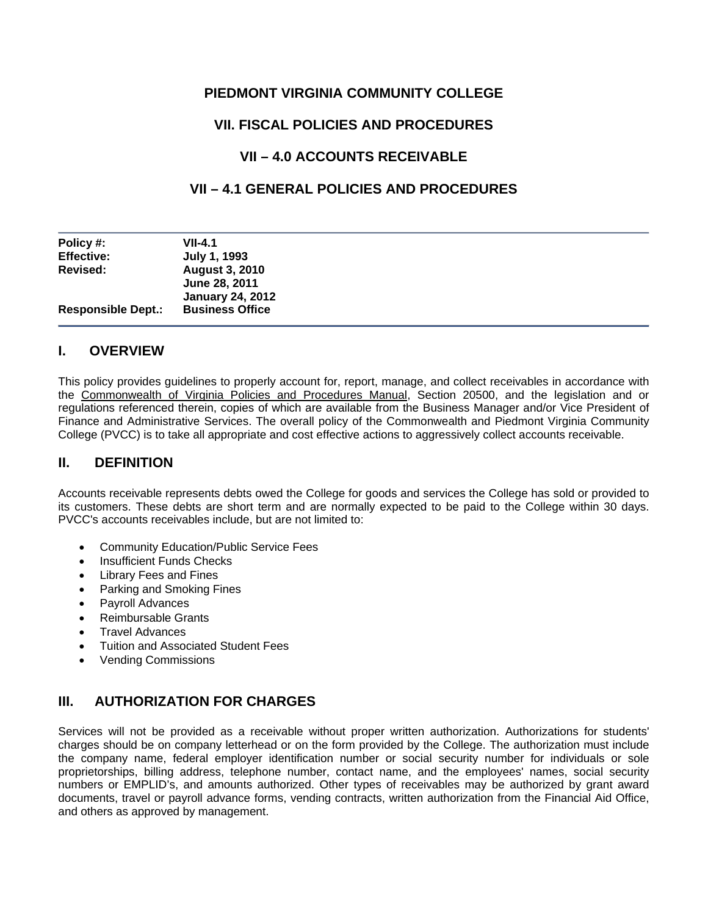# PIEDMONT VIRGINIA COMMUNITY COLLEGE

## VII. FISCAL POLICIES AND PROCEDURES

## VII – 4.0 ACCOUNTS RECEIVABLE

## VII – 4.1 GENERAL POLICIES AND PROCEDURES

| | |
|---|---|
| **Policy #:** | **VII-4.1** |
| **Effective:** | **July 1, 1993** |
| **Revised:** | **August 3, 2010**<br>**June 28, 2011**<br>**January 24, 2012** |
| **Responsible Dept.:** | **Business Office** |

## I. OVERVIEW

This policy provides guidelines to properly account for, report, manage, and collect receivables in accordance with the Commonwealth of Virginia Policies and Procedures Manual, Section 20500, and the legislation and or regulations referenced therein, copies of which are available from the Business Manager and/or Vice President of Finance and Administrative Services. The overall policy of the Commonwealth and Piedmont Virginia Community College (PVCC) is to take all appropriate and cost effective actions to aggressively collect accounts receivable.

## II. DEFINITION

Accounts receivable represents debts owed the College for goods and services the College has sold or provided to its customers. These debts are short term and are normally expected to be paid to the College within 30 days. PVCC's accounts receivables include, but are not limited to:

- Community Education/Public Service Fees
- Insufficient Funds Checks
- Library Fees and Fines
- Parking and Smoking Fines
- Payroll Advances
- Reimbursable Grants
- Travel Advances
- Tuition and Associated Student Fees
- Vending Commissions

## III. AUTHORIZATION FOR CHARGES

Services will not be provided as a receivable without proper written authorization. Authorizations for students' charges should be on company letterhead or on the form provided by the College. The authorization must include the company name, federal employer identification number or social security number for individuals or sole proprietorships, billing address, telephone number, contact name, and the employees' names, social security numbers or EMPLID's, and amounts authorized. Other types of receivables may be authorized by grant award documents, travel or payroll advance forms, vending contracts, written authorization from the Financial Aid Office, and others as approved by management.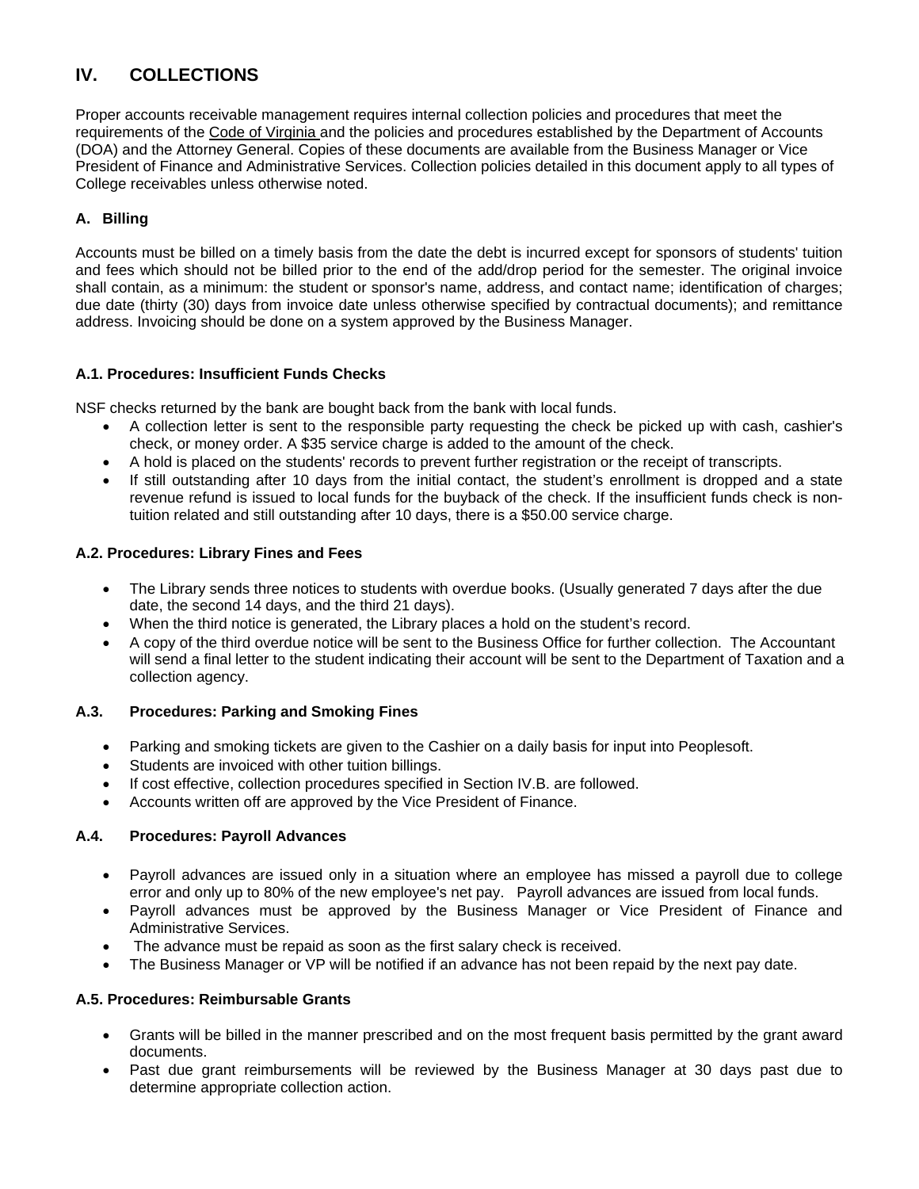## IV. COLLECTIONS

Proper accounts receivable management requires internal collection policies and procedures that meet the requirements of the Code of Virginia and the policies and procedures established by the Department of Accounts (DOA) and the Attorney General. Copies of these documents are available from the Business Manager or Vice President of Finance and Administrative Services. Collection policies detailed in this document apply to all types of College receivables unless otherwise noted.

### A. Billing

Accounts must be billed on a timely basis from the date the debt is incurred except for sponsors of students' tuition and fees which should not be billed prior to the end of the add/drop period for the semester. The original invoice shall contain, as a minimum: the student or sponsor's name, address, and contact name; identification of charges; due date (thirty (30) days from invoice date unless otherwise specified by contractual documents); and remittance address. Invoicing should be done on a system approved by the Business Manager.

#### A.1. Procedures: Insufficient Funds Checks

NSF checks returned by the bank are bought back from the bank with local funds.

- A collection letter is sent to the responsible party requesting the check be picked up with cash, cashier's check, or money order. A $35 service charge is added to the amount of the check.
- A hold is placed on the students' records to prevent further registration or the receipt of transcripts.
- If still outstanding after 10 days from the initial contact, the student's enrollment is dropped and a state revenue refund is issued to local funds for the buyback of the check. If the insufficient funds check is non-tuition related and still outstanding after 10 days, there is a $50.00 service charge.

#### A.2. Procedures: Library Fines and Fees

- The Library sends three notices to students with overdue books. (Usually generated 7 days after the due date, the second 14 days, and the third 21 days).
- When the third notice is generated, the Library places a hold on the student's record.
- A copy of the third overdue notice will be sent to the Business Office for further collection. The Accountant will send a final letter to the student indicating their account will be sent to the Department of Taxation and a collection agency.

#### A.3. Procedures: Parking and Smoking Fines

- Parking and smoking tickets are given to the Cashier on a daily basis for input into Peoplesoft.
- Students are invoiced with other tuition billings.
- If cost effective, collection procedures specified in Section IV.B. are followed.
- Accounts written off are approved by the Vice President of Finance.

#### A.4. Procedures: Payroll Advances

- Payroll advances are issued only in a situation where an employee has missed a payroll due to college error and only up to 80% of the new employee's net pay. Payroll advances are issued from local funds.
- Payroll advances must be approved by the Business Manager or Vice President of Finance and Administrative Services.
- The advance must be repaid as soon as the first salary check is received.
- The Business Manager or VP will be notified if an advance has not been repaid by the next pay date.

#### A.5. Procedures: Reimbursable Grants

- Grants will be billed in the manner prescribed and on the most frequent basis permitted by the grant award documents.
- Past due grant reimbursements will be reviewed by the Business Manager at 30 days past due to determine appropriate collection action.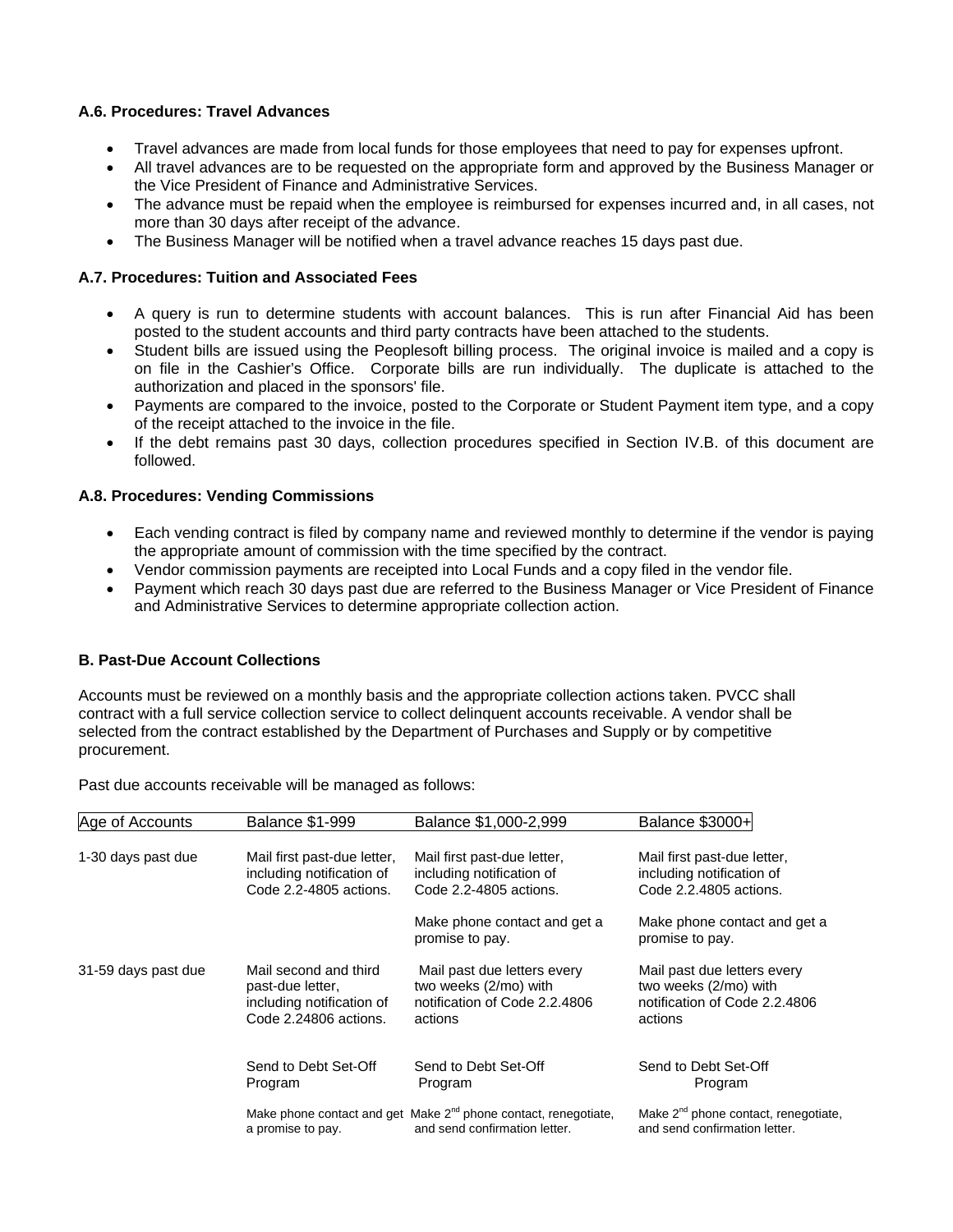### A.6. Procedures: Travel Advances

- Travel advances are made from local funds for those employees that need to pay for expenses upfront.
- All travel advances are to be requested on the appropriate form and approved by the Business Manager or the Vice President of Finance and Administrative Services.
- The advance must be repaid when the employee is reimbursed for expenses incurred and, in all cases, not more than 30 days after receipt of the advance.
- The Business Manager will be notified when a travel advance reaches 15 days past due.

### A.7. Procedures: Tuition and Associated Fees

- A query is run to determine students with account balances. This is run after Financial Aid has been posted to the student accounts and third party contracts have been attached to the students.
- Student bills are issued using the Peoplesoft billing process. The original invoice is mailed and a copy is on file in the Cashier's Office. Corporate bills are run individually. The duplicate is attached to the authorization and placed in the sponsors' file.
- Payments are compared to the invoice, posted to the Corporate or Student Payment item type, and a copy of the receipt attached to the invoice in the file.
- If the debt remains past 30 days, collection procedures specified in Section IV.B. of this document are followed.

### A.8. Procedures: Vending Commissions

- Each vending contract is filed by company name and reviewed monthly to determine if the vendor is paying the appropriate amount of commission with the time specified by the contract.
- Vendor commission payments are receipted into Local Funds and a copy filed in the vendor file.
- Payment which reach 30 days past due are referred to the Business Manager or Vice President of Finance and Administrative Services to determine appropriate collection action.

### B. Past-Due Account Collections

Accounts must be reviewed on a monthly basis and the appropriate collection actions taken. PVCC shall contract with a full service collection service to collect delinquent accounts receivable. A vendor shall be selected from the contract established by the Department of Purchases and Supply or by competitive procurement.

Past due accounts receivable will be managed as follows:

| Age of Accounts | Balance $1-999 | Balance $1,000-2,999 | Balance $3000+ |
|---|---|---|---|
| 1-30 days past due | Mail first past-due letter, including notification of Code 2.2-4805 actions. | Mail first past-due letter, including notification of Code 2.2-4805 actions. | Mail first past-due letter, including notification of Code 2.2.4805 actions. |
| | | Make phone contact and get a promise to pay. | Make phone contact and get a promise to pay. |
| 31-59 days past due | Mail second and third past-due letter, including notification of Code 2.24806 actions. | Mail past due letters every two weeks (2/mo) with notification of Code 2.2.4806 actions | Mail past due letters every two weeks (2/mo) with notification of Code 2.2.4806 actions |
| | Send to Debt Set-Off Program | Send to Debt Set-Off Program | Send to Debt Set-Off Program |
| | Make phone contact and get a promise to pay. | Make 2nd phone contact, renegotiate, and send confirmation letter. | Make 2nd phone contact, renegotiate, and send confirmation letter. |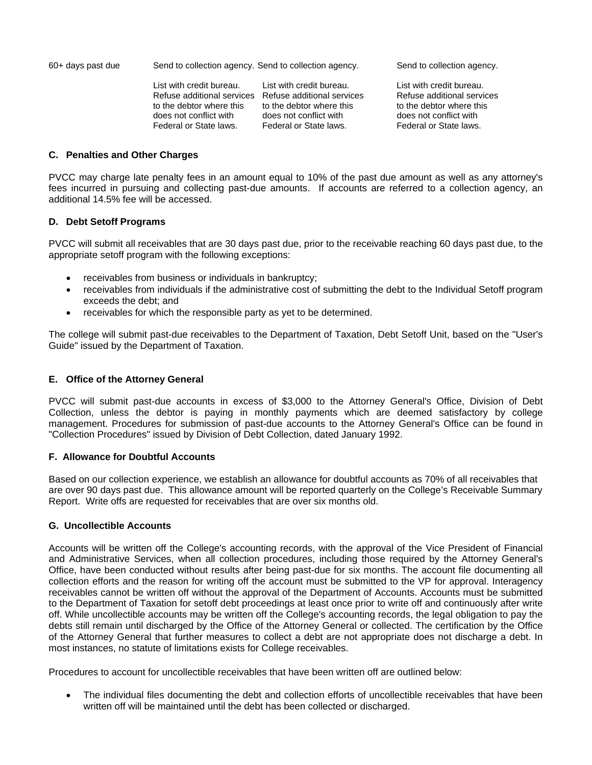| | | | |
|---|---|---|---|
| 60+ days past due | Send to collection agency.<br><br>List with credit bureau. Refuse additional services to the debtor where this does not conflict with Federal or State laws. | Send to collection agency.<br><br>List with credit bureau. Refuse additional services to the debtor where this does not conflict with Federal or State laws. | Send to collection agency.<br><br>List with credit bureau. Refuse additional services to the debtor where this does not conflict with Federal or State laws. |

### C. Penalties and Other Charges

PVCC may charge late penalty fees in an amount equal to 10% of the past due amount as well as any attorney's fees incurred in pursuing and collecting past-due amounts. If accounts are referred to a collection agency, an additional 14.5% fee will be accessed.

### D. Debt Setoff Programs

PVCC will submit all receivables that are 30 days past due, prior to the receivable reaching 60 days past due, to the appropriate setoff program with the following exceptions:

- receivables from business or individuals in bankruptcy;
- receivables from individuals if the administrative cost of submitting the debt to the Individual Setoff program exceeds the debt; and
- receivables for which the responsible party as yet to be determined.

The college will submit past-due receivables to the Department of Taxation, Debt Setoff Unit, based on the "User's Guide" issued by the Department of Taxation.

### E. Office of the Attorney General

PVCC will submit past-due accounts in excess of $3,000 to the Attorney General's Office, Division of Debt Collection, unless the debtor is paying in monthly payments which are deemed satisfactory by college management. Procedures for submission of past-due accounts to the Attorney General's Office can be found in "Collection Procedures" issued by Division of Debt Collection, dated January 1992.

### F. Allowance for Doubtful Accounts

Based on our collection experience, we establish an allowance for doubtful accounts as 70% of all receivables that are over 90 days past due. This allowance amount will be reported quarterly on the College's Receivable Summary Report. Write offs are requested for receivables that are over six months old.

### G. Uncollectible Accounts

Accounts will be written off the College's accounting records, with the approval of the Vice President of Financial and Administrative Services, when all collection procedures, including those required by the Attorney General's Office, have been conducted without results after being past-due for six months. The account file documenting all collection efforts and the reason for writing off the account must be submitted to the VP for approval. Interagency receivables cannot be written off without the approval of the Department of Accounts. Accounts must be submitted to the Department of Taxation for setoff debt proceedings at least once prior to write off and continuously after write off. While uncollectible accounts may be written off the College's accounting records, the legal obligation to pay the debts still remain until discharged by the Office of the Attorney General or collected. The certification by the Office of the Attorney General that further measures to collect a debt are not appropriate does not discharge a debt. In most instances, no statute of limitations exists for College receivables.

Procedures to account for uncollectible receivables that have been written off are outlined below:

- The individual files documenting the debt and collection efforts of uncollectible receivables that have been written off will be maintained until the debt has been collected or discharged.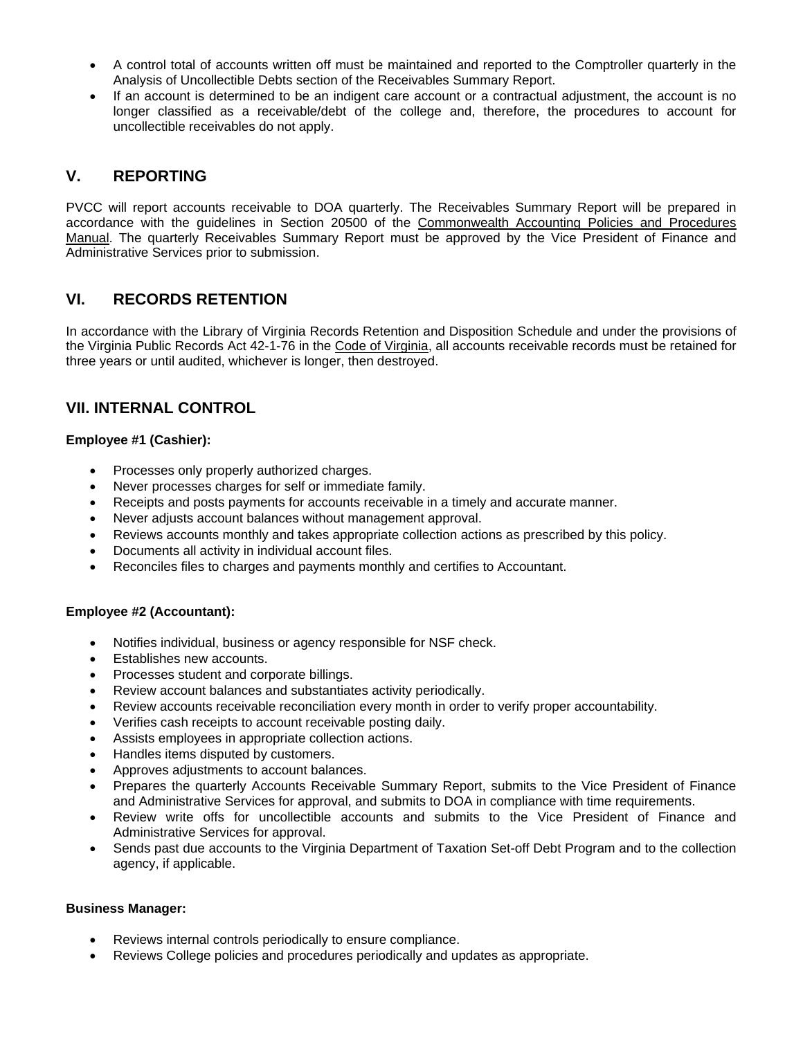- A control total of accounts written off must be maintained and reported to the Comptroller quarterly in the Analysis of Uncollectible Debts section of the Receivables Summary Report.
- If an account is determined to be an indigent care account or a contractual adjustment, the account is no longer classified as a receivable/debt of the college and, therefore, the procedures to account for uncollectible receivables do not apply.

## V. REPORTING

PVCC will report accounts receivable to DOA quarterly. The Receivables Summary Report will be prepared in accordance with the guidelines in Section 20500 of the Commonwealth Accounting Policies and Procedures Manual. The quarterly Receivables Summary Report must be approved by the Vice President of Finance and Administrative Services prior to submission.

## VI. RECORDS RETENTION

In accordance with the Library of Virginia Records Retention and Disposition Schedule and under the provisions of the Virginia Public Records Act 42-1-76 in the Code of Virginia, all accounts receivable records must be retained for three years or until audited, whichever is longer, then destroyed.

## VII. INTERNAL CONTROL

**Employee #1 (Cashier):**

- Processes only properly authorized charges.
- Never processes charges for self or immediate family.
- Receipts and posts payments for accounts receivable in a timely and accurate manner.
- Never adjusts account balances without management approval.
- Reviews accounts monthly and takes appropriate collection actions as prescribed by this policy.
- Documents all activity in individual account files.
- Reconciles files to charges and payments monthly and certifies to Accountant.

**Employee #2 (Accountant):**

- Notifies individual, business or agency responsible for NSF check.
- Establishes new accounts.
- Processes student and corporate billings.
- Review account balances and substantiates activity periodically.
- Review accounts receivable reconciliation every month in order to verify proper accountability.
- Verifies cash receipts to account receivable posting daily.
- Assists employees in appropriate collection actions.
- Handles items disputed by customers.
- Approves adjustments to account balances.
- Prepares the quarterly Accounts Receivable Summary Report, submits to the Vice President of Finance and Administrative Services for approval, and submits to DOA in compliance with time requirements.
- Review write offs for uncollectible accounts and submits to the Vice President of Finance and Administrative Services for approval.
- Sends past due accounts to the Virginia Department of Taxation Set-off Debt Program and to the collection agency, if applicable.

**Business Manager:**

- Reviews internal controls periodically to ensure compliance.
- Reviews College policies and procedures periodically and updates as appropriate.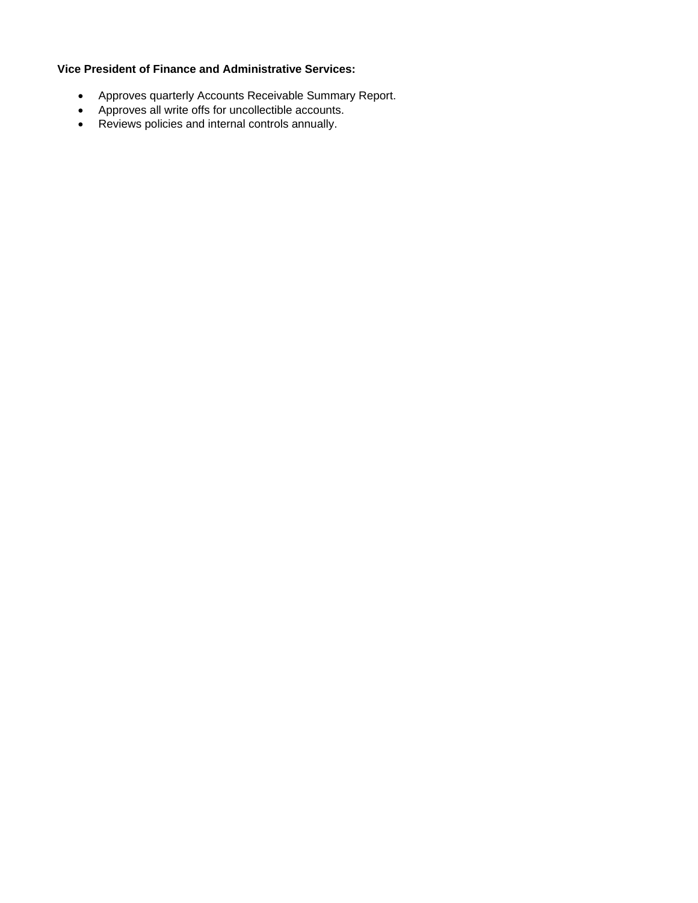**Vice President of Finance and Administrative Services:**

- Approves quarterly Accounts Receivable Summary Report.
- Approves all write offs for uncollectible accounts.
- Reviews policies and internal controls annually.